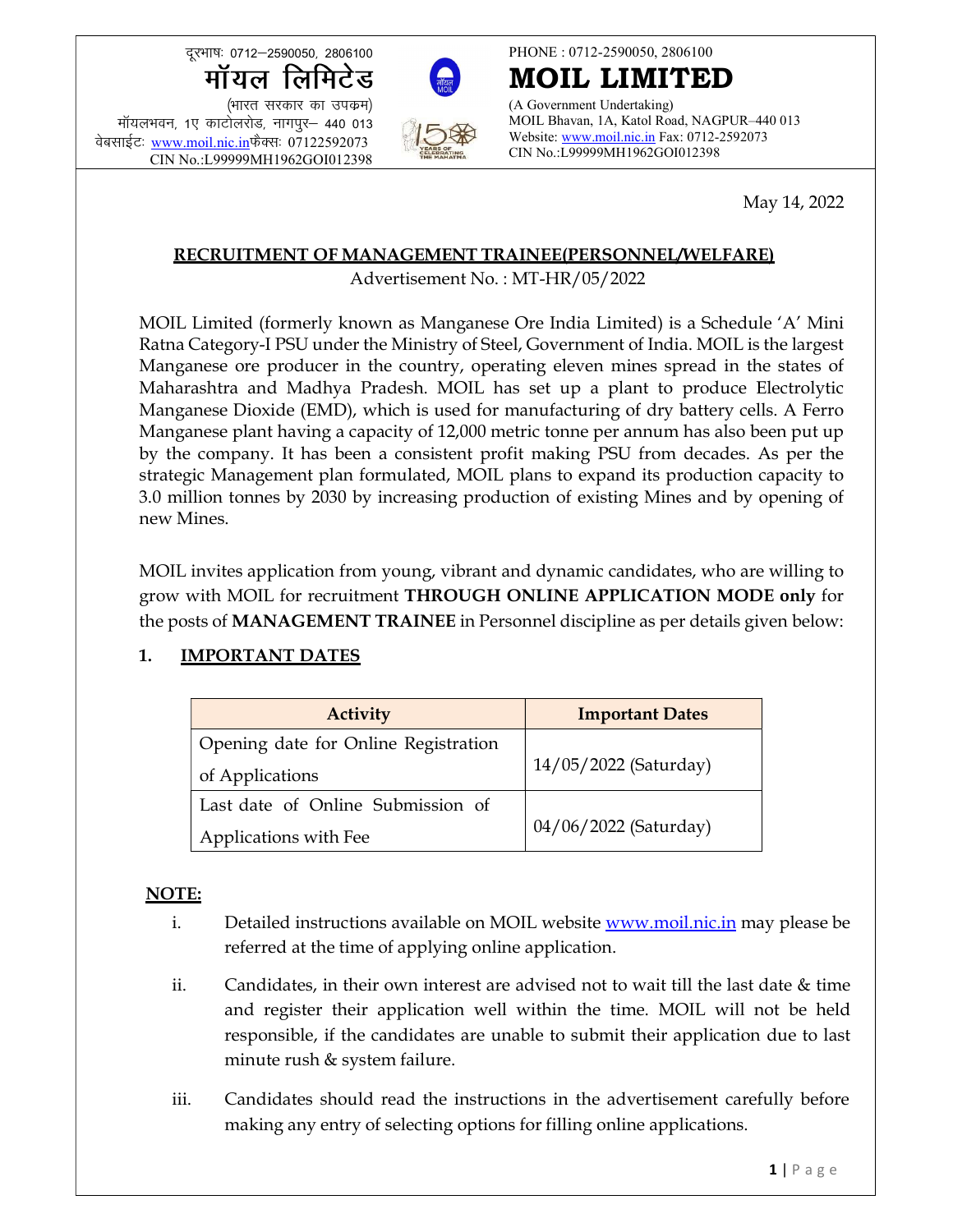दूरभाषः 0712–2590050, 2806100
मॉयल लिमिटेड
(भारत सरकार का उपक्रम)
मॉयलभवन, 1ए काटोलरोड, नागपुर– 440 013
वेबसाईटः www.moil.nic.inफैक्सः 07122592073
CIN No.:L99999MH1962GOI012398

PHONE : 0712-2590050, 2806100

# MOIL LIMITED

(A Government Undertaking)
MOIL Bhavan, 1A, Katol Road, NAGPUR–440 013
Website: www.moil.nic.in Fax: 0712-2592073
CIN No.:L99999MH1962GOI012398

May 14, 2022

## RECRUITMENT OF MANAGEMENT TRAINEE(PERSONNEL/WELFARE)

Advertisement No. : MT-HR/05/2022

MOIL Limited (formerly known as Manganese Ore India Limited) is a Schedule 'A' Mini Ratna Category-I PSU under the Ministry of Steel, Government of India. MOIL is the largest Manganese ore producer in the country, operating eleven mines spread in the states of Maharashtra and Madhya Pradesh. MOIL has set up a plant to produce Electrolytic Manganese Dioxide (EMD), which is used for manufacturing of dry battery cells. A Ferro Manganese plant having a capacity of 12,000 metric tonne per annum has also been put up by the company. It has been a consistent profit making PSU from decades. As per the strategic Management plan formulated, MOIL plans to expand its production capacity to 3.0 million tonnes by 2030 by increasing production of existing Mines and by opening of new Mines.

MOIL invites application from young, vibrant and dynamic candidates, who are willing to grow with MOIL for recruitment **THROUGH ONLINE APPLICATION MODE only** for the posts of **MANAGEMENT TRAINEE** in Personnel discipline as per details given below:

### 1. IMPORTANT DATES

| Activity | Important Dates |
|---|---|
| Opening date for Online Registration of Applications | 14/05/2022 (Saturday) |
| Last date of Online Submission of Applications with Fee | 04/06/2022 (Saturday) |

**NOTE:**

i. Detailed instructions available on MOIL website www.moil.nic.in may please be referred at the time of applying online application.

ii. Candidates, in their own interest are advised not to wait till the last date & time and register their application well within the time. MOIL will not be held responsible, if the candidates are unable to submit their application due to last minute rush & system failure.

iii. Candidates should read the instructions in the advertisement carefully before making any entry of selecting options for filling online applications.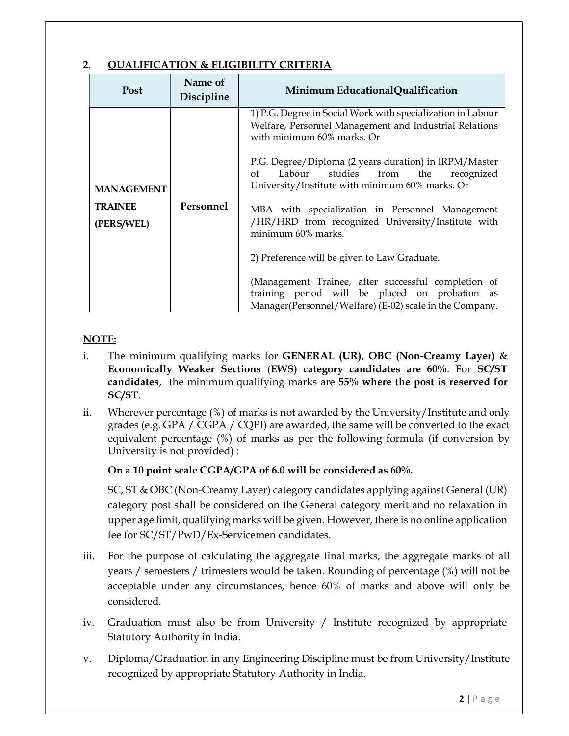## 2. QUALIFICATION & ELIGIBILITY CRITERIA

| Post | Name of Discipline | Minimum EducationalQualification |
|---|---|---|
| **MANAGEMENT TRAINEE (PERS/WEL)** | **Personnel** | 1) P.G. Degree in Social Work with specialization in Labour Welfare, Personnel Management and Industrial Relations with minimum 60% marks. Or<br><br>P.G. Degree/Diploma (2 years duration) in IRPM/Master of Labour studies from the recognized University/Institute with minimum 60% marks. Or<br><br>MBA with specialization in Personnel Management /HR/HRD from recognized University/Institute with minimum 60% marks.<br><br>2) Preference will be given to Law Graduate.<br><br>(Management Trainee, after successful completion of training period will be placed on probation as Manager(Personnel/Welfare) (E-02) scale in the Company. |

**NOTE:**

i. The minimum qualifying marks for **GENERAL (UR)**, **OBC (Non-Creamy Layer)** & **Economically Weaker Sections** (**EWS) category candidates are 60%**. For **SC/ST candidates**, the minimum qualifying marks are **55% where the post is reserved for SC/ST**.

ii. Wherever percentage (%) of marks is not awarded by the University/Institute and only grades (e.g. GPA / CGPA / CQPI) are awarded, the same will be converted to the exact equivalent percentage (%) of marks as per the following formula (if conversion by University is not provided) :

   **On a 10 point scale CGPA/GPA of 6.0 will be considered as 60%.**

   SC, ST & OBC (Non-Creamy Layer) category candidates applying against General (UR) category post shall be considered on the General category merit and no relaxation in upper age limit, qualifying marks will be given. However, there is no online application fee for SC/ST/PwD/Ex-Servicemen candidates.

iii. For the purpose of calculating the aggregate final marks, the aggregate marks of all years / semesters / trimesters would be taken. Rounding of percentage (%) will not be acceptable under any circumstances, hence 60% of marks and above will only be considered.

iv. Graduation must also be from University / Institute recognized by appropriate Statutory Authority in India.

v. Diploma/Graduation in any Engineering Discipline must be from University/Institute recognized by appropriate Statutory Authority in India.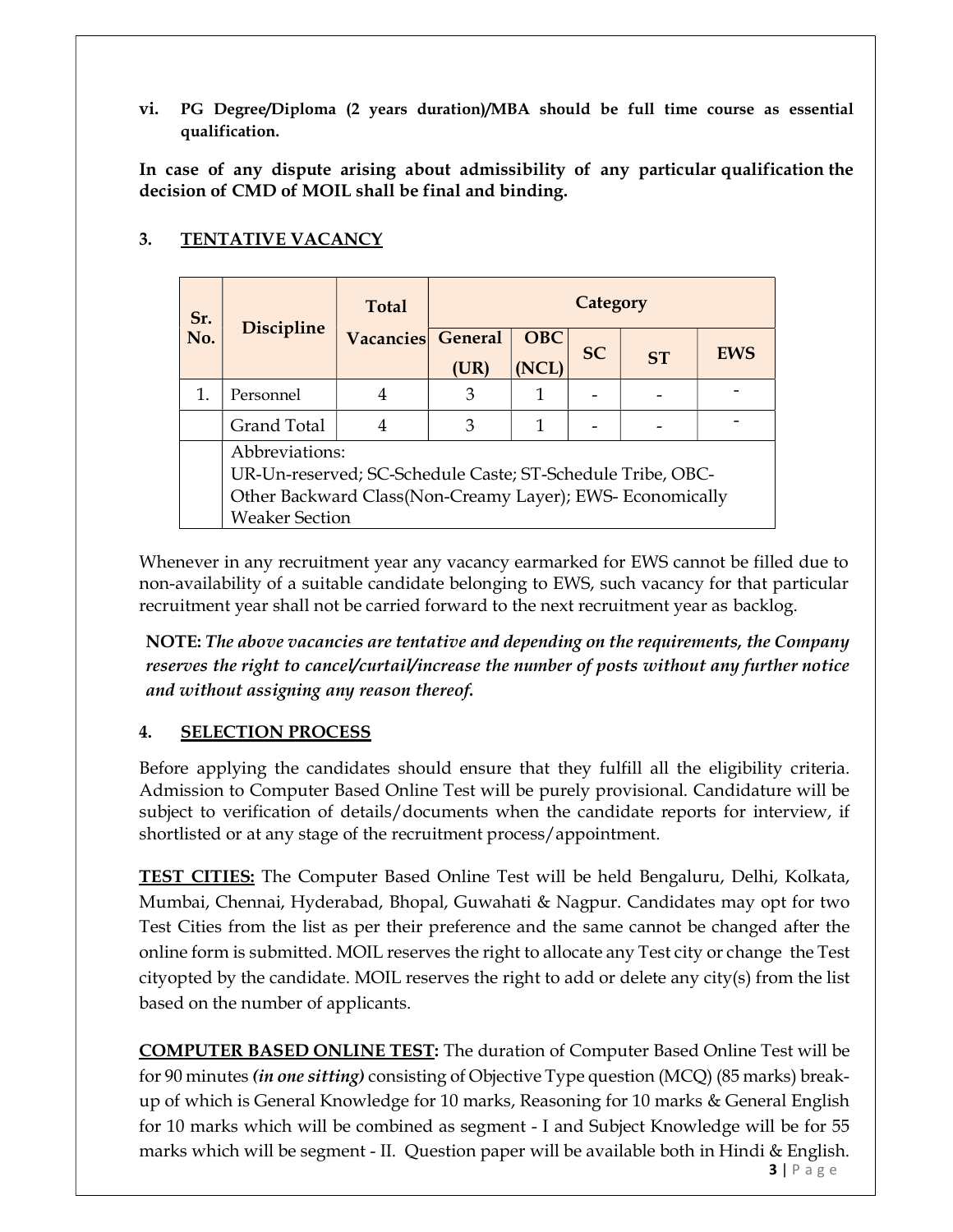vi. **PG Degree/Diploma (2 years duration)/MBA should be full time course as essential qualification.**

**In case of any dispute arising about admissibility of any particular qualification the decision of CMD of MOIL shall be final and binding.**

## 3. TENTATIVE VACANCY

| Sr. No. | Discipline | Total Vacancies | Category | | | | |
|---|---|---|---|---|---|---|---|
| | | | General (UR) | OBC (NCL) | SC | ST | EWS |
| 1. | Personnel | 4 | 3 | 1 | - | - | - |
| | Grand Total | 4 | 3 | 1 | - | - | - |
| | Abbreviations: UR-Un-reserved; SC-Schedule Caste; ST-Schedule Tribe, OBC-Other Backward Class(Non-Creamy Layer); EWS- Economically Weaker Section | | | | | | |

Whenever in any recruitment year any vacancy earmarked for EWS cannot be filled due to non-availability of a suitable candidate belonging to EWS, such vacancy for that particular recruitment year shall not be carried forward to the next recruitment year as backlog.

**NOTE:** ***The above vacancies are tentative and depending on the requirements, the Company reserves the right to cancel/curtail/increase the number of posts without any further notice and without assigning any reason thereof.***

## 4. SELECTION PROCESS

Before applying the candidates should ensure that they fulfill all the eligibility criteria. Admission to Computer Based Online Test will be purely provisional. Candidature will be subject to verification of details/documents when the candidate reports for interview, if shortlisted or at any stage of the recruitment process/appointment.

**TEST CITIES:** The Computer Based Online Test will be held Bengaluru, Delhi, Kolkata, Mumbai, Chennai, Hyderabad, Bhopal, Guwahati & Nagpur. Candidates may opt for two Test Cities from the list as per their preference and the same cannot be changed after the online form is submitted. MOIL reserves the right to allocate any Test city or change the Test cityopted by the candidate. MOIL reserves the right to add or delete any city(s) from the list based on the number of applicants.

**COMPUTER BASED ONLINE TEST:** The duration of Computer Based Online Test will be for 90 minutes ***(in one sitting)*** consisting of Objective Type question (MCQ) (85 marks) break-up of which is General Knowledge for 10 marks, Reasoning for 10 marks & General English for 10 marks which will be combined as segment - I and Subject Knowledge will be for 55 marks which will be segment - II. Question paper will be available both in Hindi & English.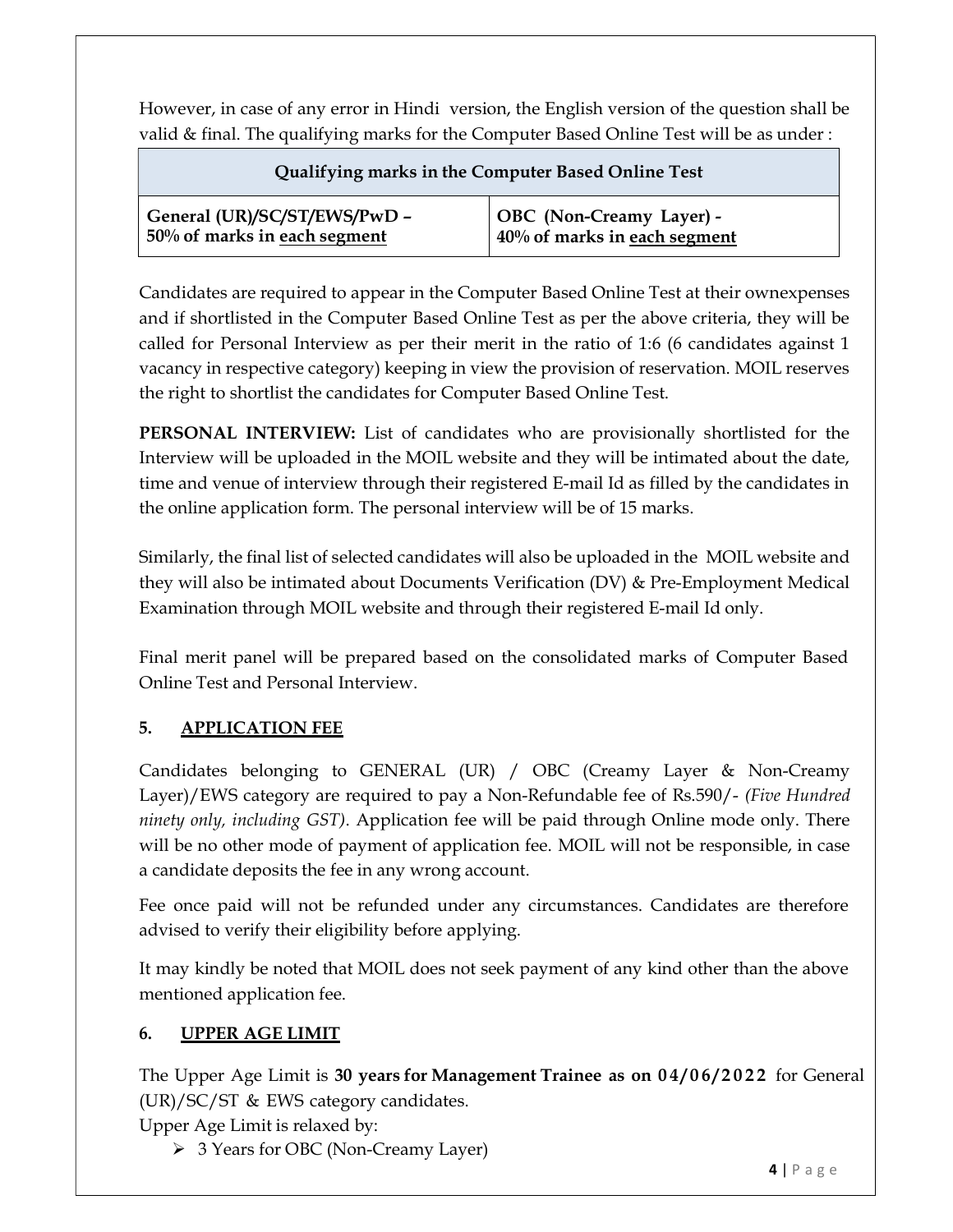However, in case of any error in Hindi version, the English version of the question shall be valid & final. The qualifying marks for the Computer Based Online Test will be as under :

| Qualifying marks in the Computer Based Online Test | |
|---|---|
| **General (UR)/SC/ST/EWS/PwD – 50% of marks in each segment** | **OBC (Non-Creamy Layer) - 40% of marks in each segment** |

Candidates are required to appear in the Computer Based Online Test at their ownexpenses and if shortlisted in the Computer Based Online Test as per the above criteria, they will be called for Personal Interview as per their merit in the ratio of 1:6 (6 candidates against 1 vacancy in respective category) keeping in view the provision of reservation. MOIL reserves the right to shortlist the candidates for Computer Based Online Test.

**PERSONAL INTERVIEW:** List of candidates who are provisionally shortlisted for the Interview will be uploaded in the MOIL website and they will be intimated about the date, time and venue of interview through their registered E-mail Id as filled by the candidates in the online application form. The personal interview will be of 15 marks.

Similarly, the final list of selected candidates will also be uploaded in the MOIL website and they will also be intimated about Documents Verification (DV) & Pre-Employment Medical Examination through MOIL website and through their registered E-mail Id only.

Final merit panel will be prepared based on the consolidated marks of Computer Based Online Test and Personal Interview.

## 5. APPLICATION FEE

Candidates belonging to GENERAL (UR) / OBC (Creamy Layer & Non-Creamy Layer)/EWS category are required to pay a Non-Refundable fee of Rs.590/- *(Five Hundred ninety only, including GST)*. Application fee will be paid through Online mode only. There will be no other mode of payment of application fee. MOIL will not be responsible, in case a candidate deposits the fee in any wrong account.

Fee once paid will not be refunded under any circumstances. Candidates are therefore advised to verify their eligibility before applying.

It may kindly be noted that MOIL does not seek payment of any kind other than the above mentioned application fee.

## 6. UPPER AGE LIMIT

The Upper Age Limit is **30 years for Management Trainee as on 04/06/2022** for General (UR)/SC/ST & EWS category candidates.

Upper Age Limit is relaxed by:

- 3 Years for OBC (Non-Creamy Layer)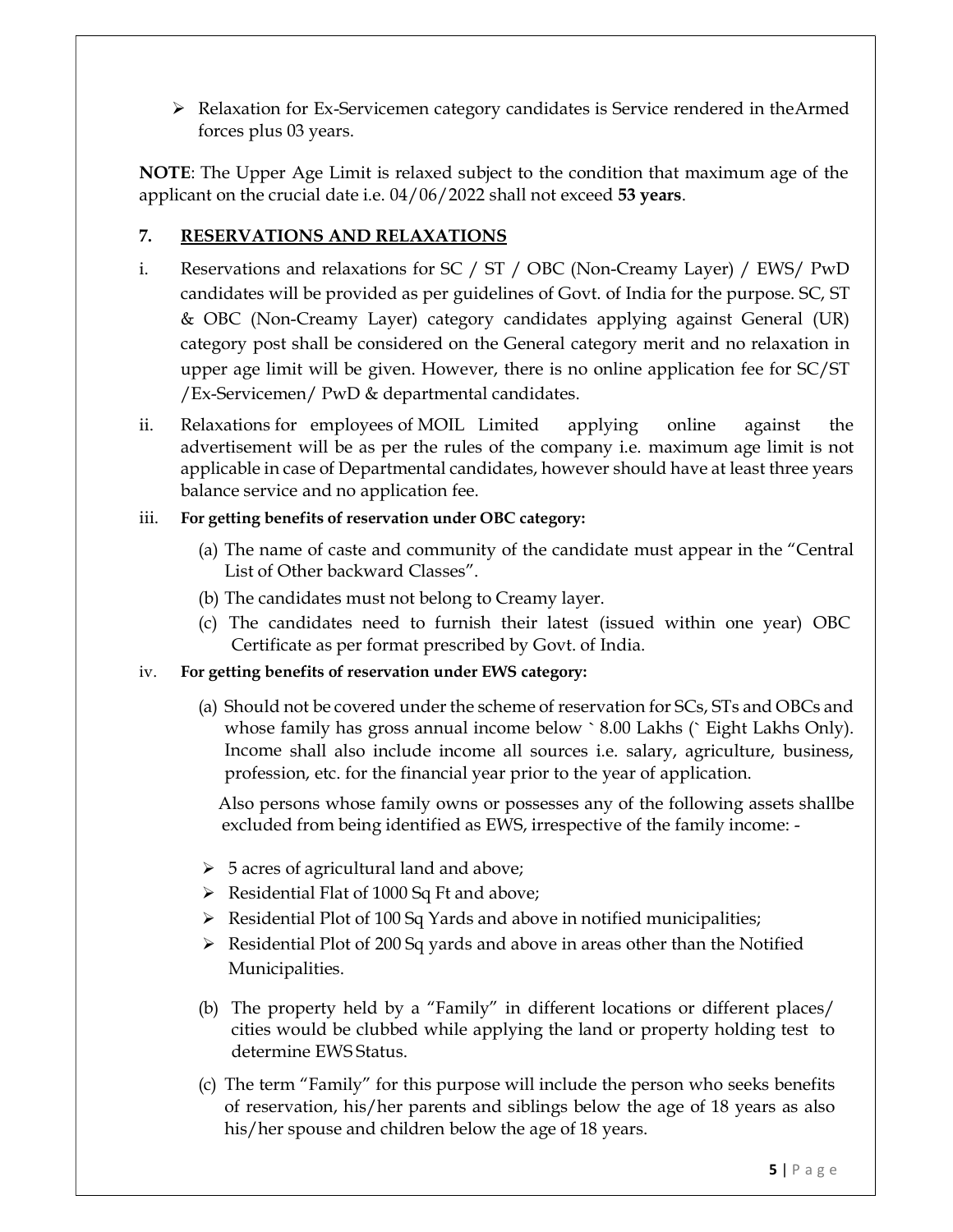- Relaxation for Ex-Servicemen category candidates is Service rendered in theArmed forces plus 03 years.

**NOTE**: The Upper Age Limit is relaxed subject to the condition that maximum age of the applicant on the crucial date i.e. 04/06/2022 shall not exceed **53 years**.

## 7. RESERVATIONS AND RELAXATIONS

i. Reservations and relaxations for SC / ST / OBC (Non-Creamy Layer) / EWS/ PwD candidates will be provided as per guidelines of Govt. of India for the purpose. SC, ST & OBC (Non-Creamy Layer) category candidates applying against General (UR) category post shall be considered on the General category merit and no relaxation in upper age limit will be given. However, there is no online application fee for SC/ST /Ex-Servicemen/ PwD & departmental candidates.

ii. Relaxations for employees of MOIL Limited applying online against the advertisement will be as per the rules of the company i.e. maximum age limit is not applicable in case of Departmental candidates, however should have at least three years balance service and no application fee.

iii. **For getting benefits of reservation under OBC category:**

(a) The name of caste and community of the candidate must appear in the "Central List of Other backward Classes".

(b) The candidates must not belong to Creamy layer.

(c) The candidates need to furnish their latest (issued within one year) OBC Certificate as per format prescribed by Govt. of India.

iv. **For getting benefits of reservation under EWS category:**

(a) Should not be covered under the scheme of reservation for SCs, STs and OBCs and whose family has gross annual income below ` 8.00 Lakhs (` Eight Lakhs Only). Income shall also include income all sources i.e. salary, agriculture, business, profession, etc. for the financial year prior to the year of application.

Also persons whose family owns or possesses any of the following assets shallbe excluded from being identified as EWS, irrespective of the family income: -

- 5 acres of agricultural land and above;
- Residential Flat of 1000 Sq Ft and above;
- Residential Plot of 100 Sq Yards and above in notified municipalities;
- Residential Plot of 200 Sq yards and above in areas other than the Notified Municipalities.

(b) The property held by a "Family" in different locations or different places/ cities would be clubbed while applying the land or property holding test to determine EWS Status.

(c) The term "Family" for this purpose will include the person who seeks benefits of reservation, his/her parents and siblings below the age of 18 years as also his/her spouse and children below the age of 18 years.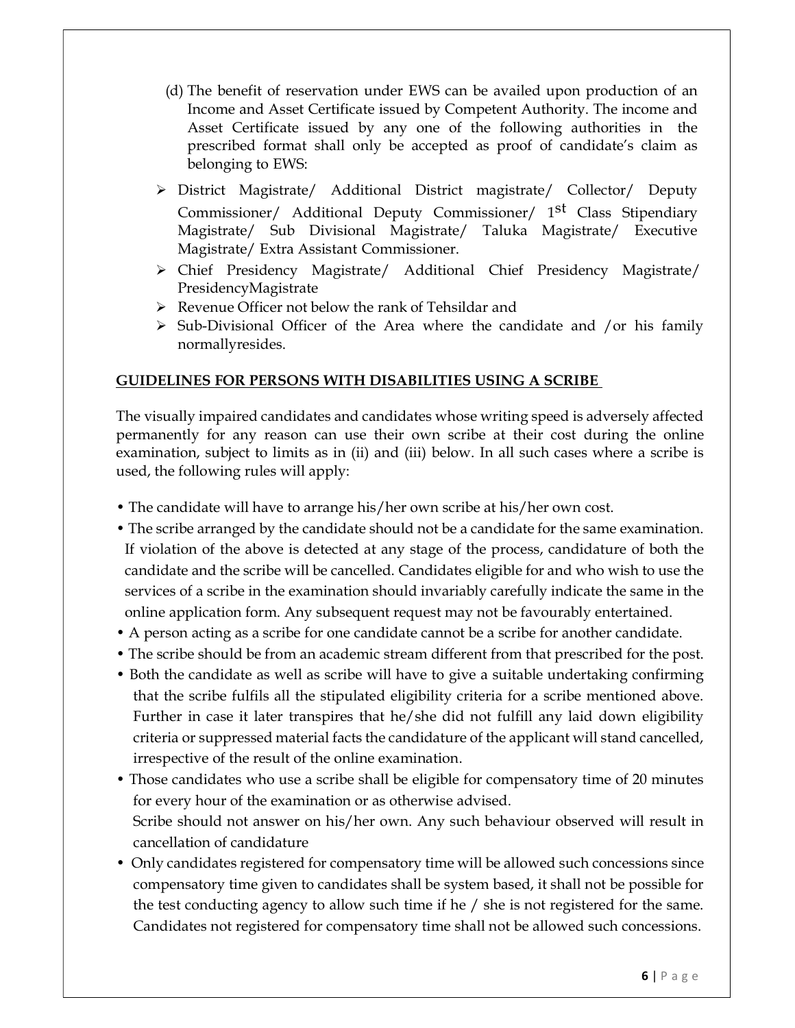(d) The benefit of reservation under EWS can be availed upon production of an Income and Asset Certificate issued by Competent Authority. The income and Asset Certificate issued by any one of the following authorities in the prescribed format shall only be accepted as proof of candidate's claim as belonging to EWS:

- District Magistrate/ Additional District magistrate/ Collector/ Deputy Commissioner/ Additional Deputy Commissioner/ 1st Class Stipendiary Magistrate/ Sub Divisional Magistrate/ Taluka Magistrate/ Executive Magistrate/ Extra Assistant Commissioner.
- Chief Presidency Magistrate/ Additional Chief Presidency Magistrate/ PresidencyMagistrate
- Revenue Officer not below the rank of Tehsildar and
- Sub-Divisional Officer of the Area where the candidate and /or his family normallyresides.

**GUIDELINES FOR PERSONS WITH DISABILITIES USING A SCRIBE**

The visually impaired candidates and candidates whose writing speed is adversely affected permanently for any reason can use their own scribe at their cost during the online examination, subject to limits as in (ii) and (iii) below. In all such cases where a scribe is used, the following rules will apply:

- The candidate will have to arrange his/her own scribe at his/her own cost.
- The scribe arranged by the candidate should not be a candidate for the same examination. If violation of the above is detected at any stage of the process, candidature of both the candidate and the scribe will be cancelled. Candidates eligible for and who wish to use the services of a scribe in the examination should invariably carefully indicate the same in the online application form. Any subsequent request may not be favourably entertained.
- A person acting as a scribe for one candidate cannot be a scribe for another candidate.
- The scribe should be from an academic stream different from that prescribed for the post.
- Both the candidate as well as scribe will have to give a suitable undertaking confirming that the scribe fulfils all the stipulated eligibility criteria for a scribe mentioned above. Further in case it later transpires that he/she did not fulfill any laid down eligibility criteria or suppressed material facts the candidature of the applicant will stand cancelled, irrespective of the result of the online examination.
- Those candidates who use a scribe shall be eligible for compensatory time of 20 minutes for every hour of the examination or as otherwise advised.
  Scribe should not answer on his/her own. Any such behaviour observed will result in cancellation of candidature
- Only candidates registered for compensatory time will be allowed such concessions since compensatory time given to candidates shall be system based, it shall not be possible for the test conducting agency to allow such time if he / she is not registered for the same. Candidates not registered for compensatory time shall not be allowed such concessions.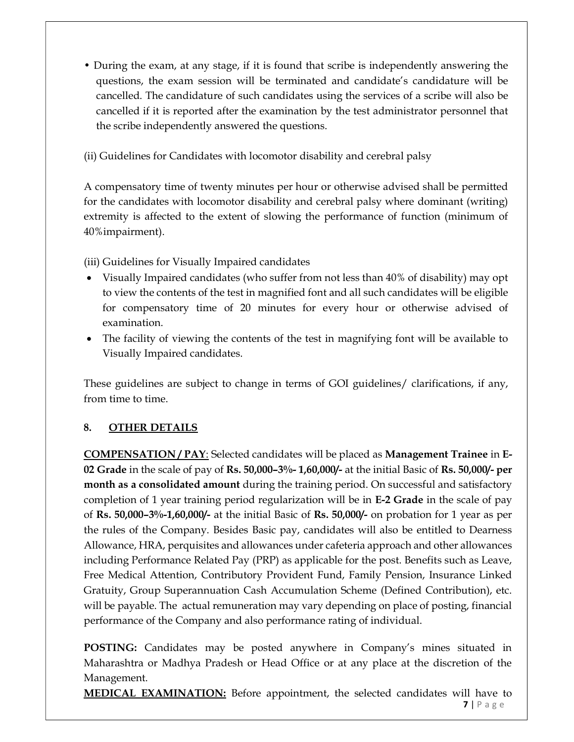- During the exam, at any stage, if it is found that scribe is independently answering the questions, the exam session will be terminated and candidate's candidature will be cancelled. The candidature of such candidates using the services of a scribe will also be cancelled if it is reported after the examination by the test administrator personnel that the scribe independently answered the questions.

(ii) Guidelines for Candidates with locomotor disability and cerebral palsy

A compensatory time of twenty minutes per hour or otherwise advised shall be permitted for the candidates with locomotor disability and cerebral palsy where dominant (writing) extremity is affected to the extent of slowing the performance of function (minimum of 40%impairment).

(iii) Guidelines for Visually Impaired candidates

- Visually Impaired candidates (who suffer from not less than 40% of disability) may opt to view the contents of the test in magnified font and all such candidates will be eligible for compensatory time of 20 minutes for every hour or otherwise advised of examination.
- The facility of viewing the contents of the test in magnifying font will be available to Visually Impaired candidates.

These guidelines are subject to change in terms of GOI guidelines/ clarifications, if any, from time to time.

## 8. OTHER DETAILS

**COMPENSATION / PAY**: Selected candidates will be placed as **Management Trainee** in **E-02 Grade** in the scale of pay of **Rs. 50,000–3%- 1,60,000/-** at the initial Basic of **Rs. 50,000/- per month as a consolidated amount** during the training period. On successful and satisfactory completion of 1 year training period regularization will be in **E-2 Grade** in the scale of pay of **Rs. 50,000–3%-1,60,000/-** at the initial Basic of **Rs. 50,000/-** on probation for 1 year as per the rules of the Company. Besides Basic pay, candidates will also be entitled to Dearness Allowance, HRA, perquisites and allowances under cafeteria approach and other allowances including Performance Related Pay (PRP) as applicable for the post. Benefits such as Leave, Free Medical Attention, Contributory Provident Fund, Family Pension, Insurance Linked Gratuity, Group Superannuation Cash Accumulation Scheme (Defined Contribution), etc. will be payable. The actual remuneration may vary depending on place of posting, financial performance of the Company and also performance rating of individual.

**POSTING:** Candidates may be posted anywhere in Company's mines situated in Maharashtra or Madhya Pradesh or Head Office or at any place at the discretion of the Management.

**MEDICAL EXAMINATION:** Before appointment, the selected candidates will have to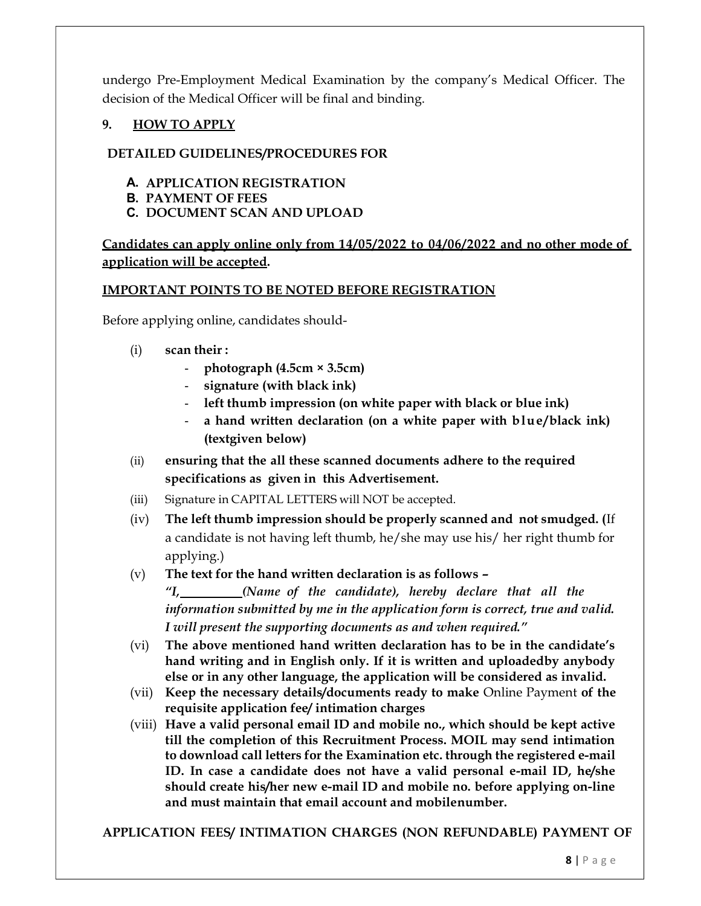undergo Pre-Employment Medical Examination by the company's Medical Officer. The decision of the Medical Officer will be final and binding.

## 9. HOW TO APPLY

**DETAILED GUIDELINES/PROCEDURES FOR**

- **A. APPLICATION REGISTRATION**
- **B. PAYMENT OF FEES**
- **C. DOCUMENT SCAN AND UPLOAD**

**Candidates can apply online only from 14/05/2022 to 04/06/2022 and no other mode of application will be accepted.**

**IMPORTANT POINTS TO BE NOTED BEFORE REGISTRATION**

Before applying online, candidates should-

(i) **scan their :**
   - **photograph (4.5cm × 3.5cm)**
   - **signature (with black ink)**
   - **left thumb impression (on white paper with black or blue ink)**
   - **a hand written declaration (on a white paper with blue/black ink) (textgiven below)**

(ii) **ensuring that the all these scanned documents adhere to the required specifications as given in this Advertisement.**

(iii) Signature in CAPITAL LETTERS will NOT be accepted.

(iv) **The left thumb impression should be properly scanned and not smudged. (**If a candidate is not having left thumb, he/she may use his/ her right thumb for applying.)

(v) **The text for the hand written declaration is as follows –**
*"I,\_\_\_\_\_\_\_\_\_\_(Name of the candidate), hereby declare that all the information submitted by me in the application form is correct, true and valid. I will present the supporting documents as and when required."*

(vi) **The above mentioned hand written declaration has to be in the candidate's hand writing and in English only. If it is written and uploadedby anybody else or in any other language, the application will be considered as invalid.**

(vii) **Keep the necessary details/documents ready to make** Online Payment **of the requisite application fee/ intimation charges**

(viii) **Have a valid personal email ID and mobile no., which should be kept active till the completion of this Recruitment Process. MOIL may send intimation to download call letters for the Examination etc. through the registered e-mail ID. In case a candidate does not have a valid personal e-mail ID, he/she should create his/her new e-mail ID and mobile no. before applying on-line and must maintain that email account and mobilenumber.**

**APPLICATION FEES/ INTIMATION CHARGES (NON REFUNDABLE) PAYMENT OF**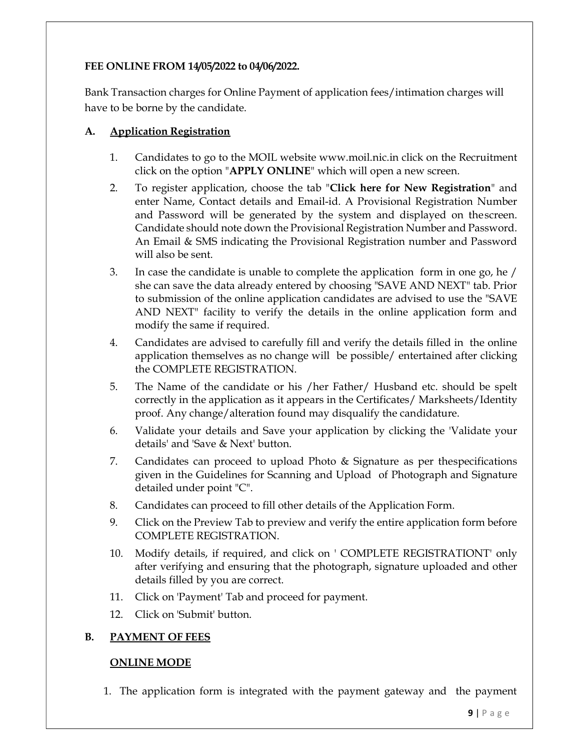**FEE ONLINE FROM 14/05/2022 to 04/06/2022.**

Bank Transaction charges for Online Payment of application fees/intimation charges will have to be borne by the candidate.

**A. <u>Application Registration</u>**

1. Candidates to go to the MOIL website www.moil.nic.in click on the Recruitment click on the option "**APPLY ONLINE**" which will open a new screen.
2. To register application, choose the tab "**Click here for New Registration**" and enter Name, Contact details and Email-id. A Provisional Registration Number and Password will be generated by the system and displayed on thescreen. Candidate should note down the Provisional Registration Number and Password. An Email & SMS indicating the Provisional Registration number and Password will also be sent.
3. In case the candidate is unable to complete the application form in one go, he / she can save the data already entered by choosing "SAVE AND NEXT" tab. Prior to submission of the online application candidates are advised to use the "SAVE AND NEXT" facility to verify the details in the online application form and modify the same if required.
4. Candidates are advised to carefully fill and verify the details filled in the online application themselves as no change will be possible/ entertained after clicking the COMPLETE REGISTRATION.
5. The Name of the candidate or his /her Father/ Husband etc. should be spelt correctly in the application as it appears in the Certificates/ Marksheets/Identity proof. Any change/alteration found may disqualify the candidature.
6. Validate your details and Save your application by clicking the 'Validate your details' and 'Save & Next' button.
7. Candidates can proceed to upload Photo & Signature as per thespecifications given in the Guidelines for Scanning and Upload of Photograph and Signature detailed under point "C".
8. Candidates can proceed to fill other details of the Application Form.
9. Click on the Preview Tab to preview and verify the entire application form before COMPLETE REGISTRATION.
10. Modify details, if required, and click on ' COMPLETE REGISTRATIONT' only after verifying and ensuring that the photograph, signature uploaded and other details filled by you are correct.
11. Click on 'Payment' Tab and proceed for payment.
12. Click on 'Submit' button.

**B. <u>PAYMENT OF FEES</u>**

**<u>ONLINE MODE</u>**

1. The application form is integrated with the payment gateway and the payment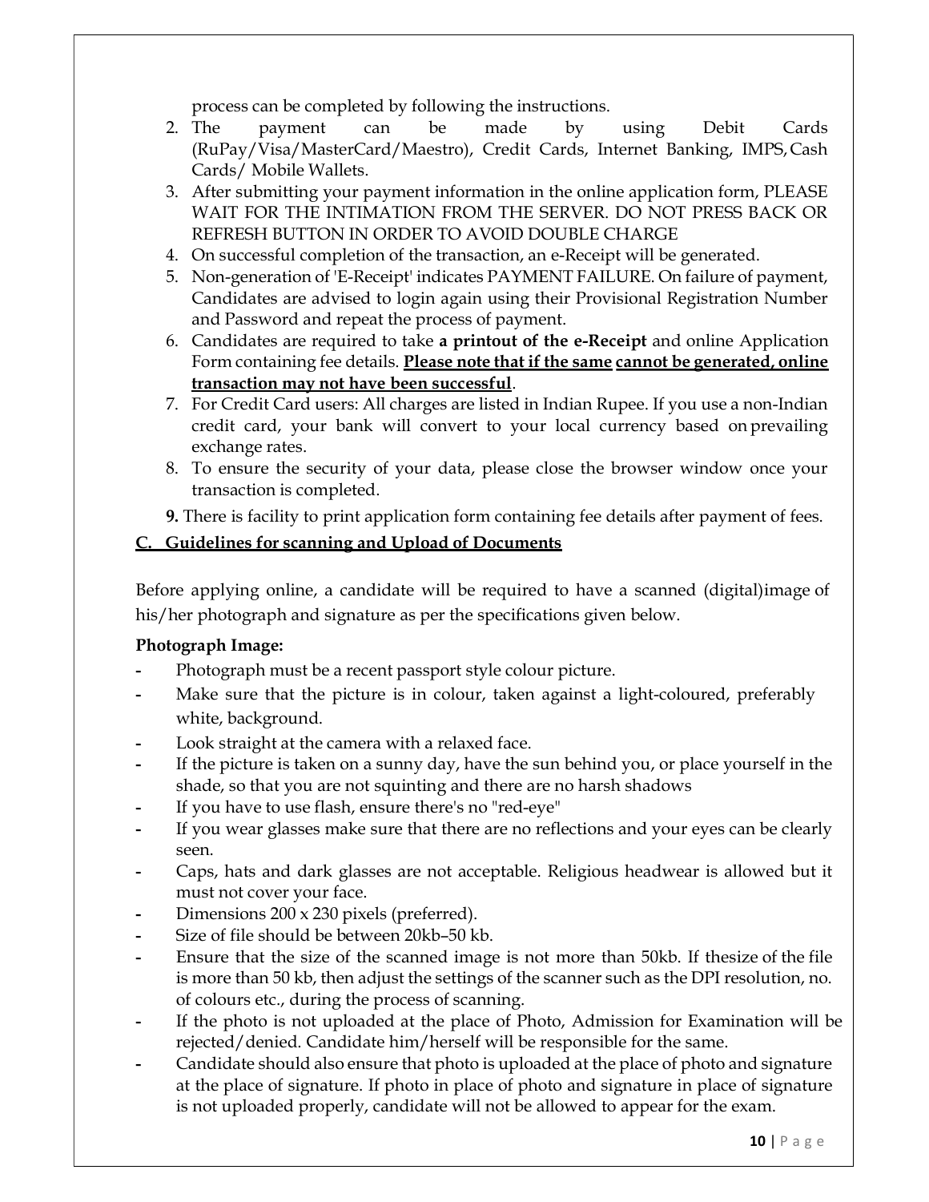process can be completed by following the instructions.

2. The payment can be made by using Debit Cards (RuPay/Visa/MasterCard/Maestro), Credit Cards, Internet Banking, IMPS, Cash Cards/ Mobile Wallets.
3. After submitting your payment information in the online application form, PLEASE WAIT FOR THE INTIMATION FROM THE SERVER. DO NOT PRESS BACK OR REFRESH BUTTON IN ORDER TO AVOID DOUBLE CHARGE
4. On successful completion of the transaction, an e-Receipt will be generated.
5. Non-generation of 'E-Receipt' indicates PAYMENT FAILURE. On failure of payment, Candidates are advised to login again using their Provisional Registration Number and Password and repeat the process of payment.
6. Candidates are required to take **a printout of the e-Receipt** and online Application Form containing fee details. **<u>Please note that if the same cannot be generated, online transaction may not have been successful</u>**.
7. For Credit Card users: All charges are listed in Indian Rupee. If you use a non-Indian credit card, your bank will convert to your local currency based on prevailing exchange rates.
8. To ensure the security of your data, please close the browser window once your transaction is completed.
9. There is facility to print application form containing fee details after payment of fees.

## <u>C. Guidelines for scanning and Upload of Documents</u>

Before applying online, a candidate will be required to have a scanned (digital)image of his/her photograph and signature as per the specifications given below.

**Photograph Image:**

- Photograph must be a recent passport style colour picture.
- Make sure that the picture is in colour, taken against a light-coloured, preferably white, background.
- Look straight at the camera with a relaxed face.
- If the picture is taken on a sunny day, have the sun behind you, or place yourself in the shade, so that you are not squinting and there are no harsh shadows
- If you have to use flash, ensure there's no "red-eye"
- If you wear glasses make sure that there are no reflections and your eyes can be clearly seen.
- Caps, hats and dark glasses are not acceptable. Religious headwear is allowed but it must not cover your face.
- Dimensions 200 x 230 pixels (preferred).
- Size of file should be between 20kb–50 kb.
- Ensure that the size of the scanned image is not more than 50kb. If thesize of the file is more than 50 kb, then adjust the settings of the scanner such as the DPI resolution, no. of colours etc., during the process of scanning.
- If the photo is not uploaded at the place of Photo, Admission for Examination will be rejected/denied. Candidate him/herself will be responsible for the same.
- Candidate should also ensure that photo is uploaded at the place of photo and signature at the place of signature. If photo in place of photo and signature in place of signature is not uploaded properly, candidate will not be allowed to appear for the exam.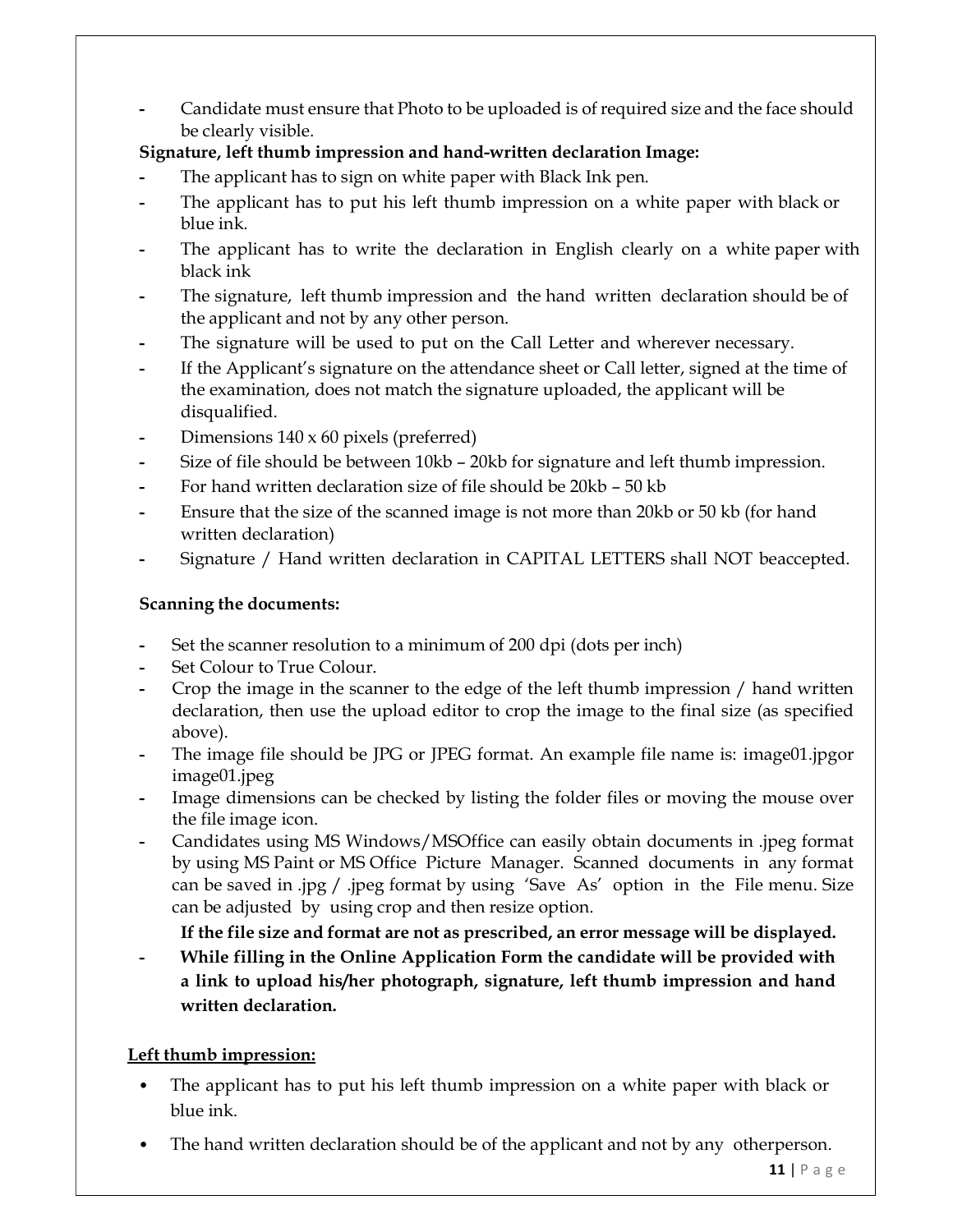- Candidate must ensure that Photo to be uploaded is of required size and the face should be clearly visible.

**Signature, left thumb impression and hand-written declaration Image:**

- The applicant has to sign on white paper with Black Ink pen.
- The applicant has to put his left thumb impression on a white paper with black or blue ink.
- The applicant has to write the declaration in English clearly on a white paper with black ink
- The signature, left thumb impression and the hand written declaration should be of the applicant and not by any other person.
- The signature will be used to put on the Call Letter and wherever necessary.
- If the Applicant's signature on the attendance sheet or Call letter, signed at the time of the examination, does not match the signature uploaded, the applicant will be disqualified.
- Dimensions 140 x 60 pixels (preferred)
- Size of file should be between 10kb – 20kb for signature and left thumb impression.
- For hand written declaration size of file should be 20kb – 50 kb
- Ensure that the size of the scanned image is not more than 20kb or 50 kb (for hand written declaration)
- Signature / Hand written declaration in CAPITAL LETTERS shall NOT beaccepted.

**Scanning the documents:**

- Set the scanner resolution to a minimum of 200 dpi (dots per inch)
- Set Colour to True Colour.
- Crop the image in the scanner to the edge of the left thumb impression / hand written declaration, then use the upload editor to crop the image to the final size (as specified above).
- The image file should be JPG or JPEG format. An example file name is: image01.jpgor image01.jpeg
- Image dimensions can be checked by listing the folder files or moving the mouse over the file image icon.
- Candidates using MS Windows/MSOffice can easily obtain documents in .jpeg format by using MS Paint or MS Office Picture Manager. Scanned documents in any format can be saved in .jpg / .jpeg format by using 'Save As' option in the File menu. Size can be adjusted by using crop and then resize option.

  **If the file size and format are not as prescribed, an error message will be displayed.**
- **While filling in the Online Application Form the candidate will be provided with a link to upload his/her photograph, signature, left thumb impression and hand written declaration.**

**Left thumb impression:**

- The applicant has to put his left thumb impression on a white paper with black or blue ink.
- The hand written declaration should be of the applicant and not by any otherperson.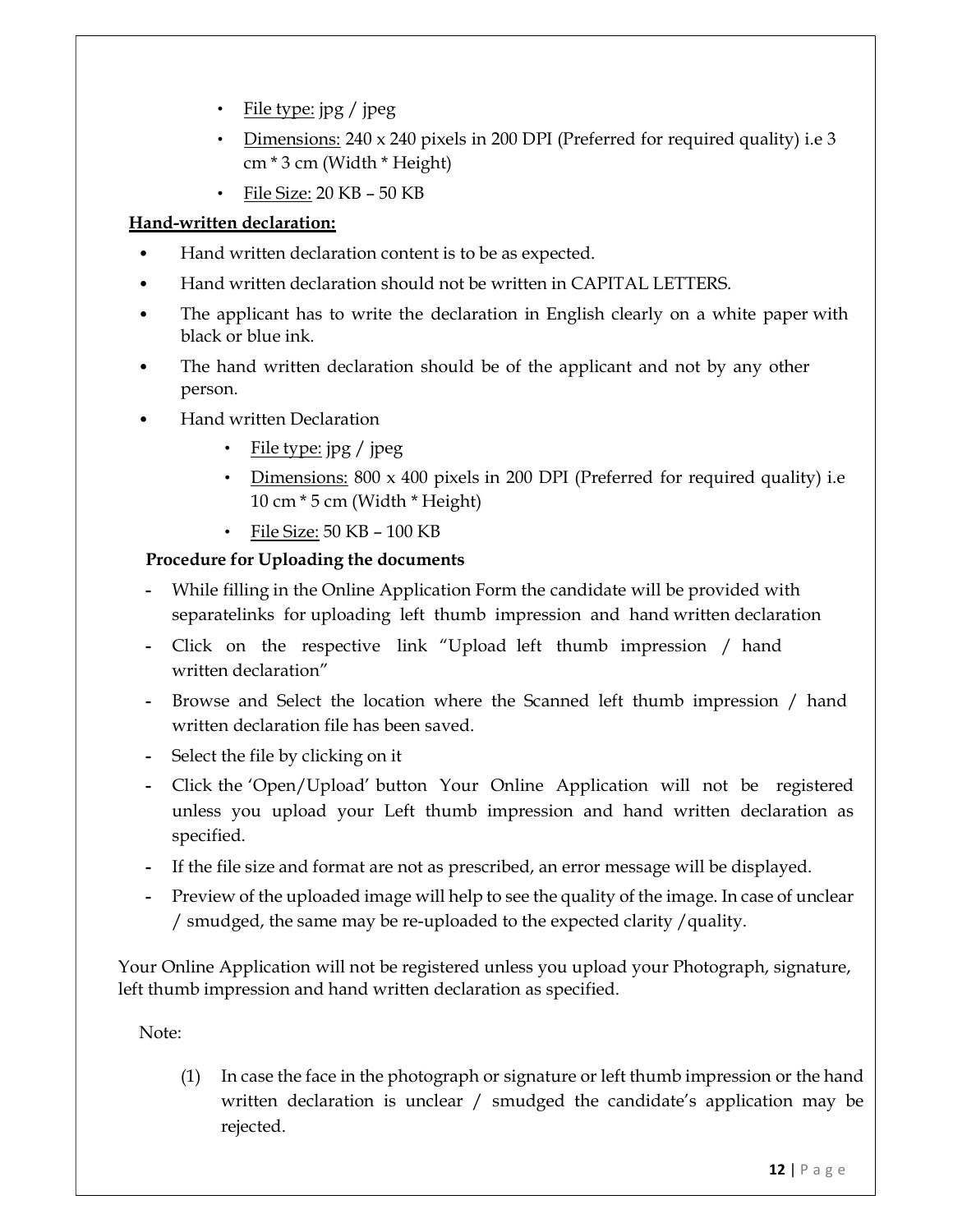- File type: jpg / jpeg
- Dimensions: 240 x 240 pixels in 200 DPI (Preferred for required quality) i.e 3 cm * 3 cm (Width * Height)
- File Size: 20 KB – 50 KB

**Hand-written declaration:**

- Hand written declaration content is to be as expected.
- Hand written declaration should not be written in CAPITAL LETTERS.
- The applicant has to write the declaration in English clearly on a white paper with black or blue ink.
- The hand written declaration should be of the applicant and not by any other person.
- Hand written Declaration
  - File type: jpg / jpeg
  - Dimensions: 800 x 400 pixels in 200 DPI (Preferred for required quality) i.e 10 cm * 5 cm (Width * Height)
  - File Size: 50 KB – 100 KB

**Procedure for Uploading the documents**

- While filling in the Online Application Form the candidate will be provided with separatelinks for uploading left thumb impression and hand written declaration
- Click on the respective link "Upload left thumb impression / hand written declaration"
- Browse and Select the location where the Scanned left thumb impression / hand written declaration file has been saved.
- Select the file by clicking on it
- Click the 'Open/Upload' button Your Online Application will not be registered unless you upload your Left thumb impression and hand written declaration as specified.
- If the file size and format are not as prescribed, an error message will be displayed.
- Preview of the uploaded image will help to see the quality of the image. In case of unclear / smudged, the same may be re-uploaded to the expected clarity /quality.

Your Online Application will not be registered unless you upload your Photograph, signature, left thumb impression and hand written declaration as specified.

Note:

(1) In case the face in the photograph or signature or left thumb impression or the hand written declaration is unclear / smudged the candidate's application may be rejected.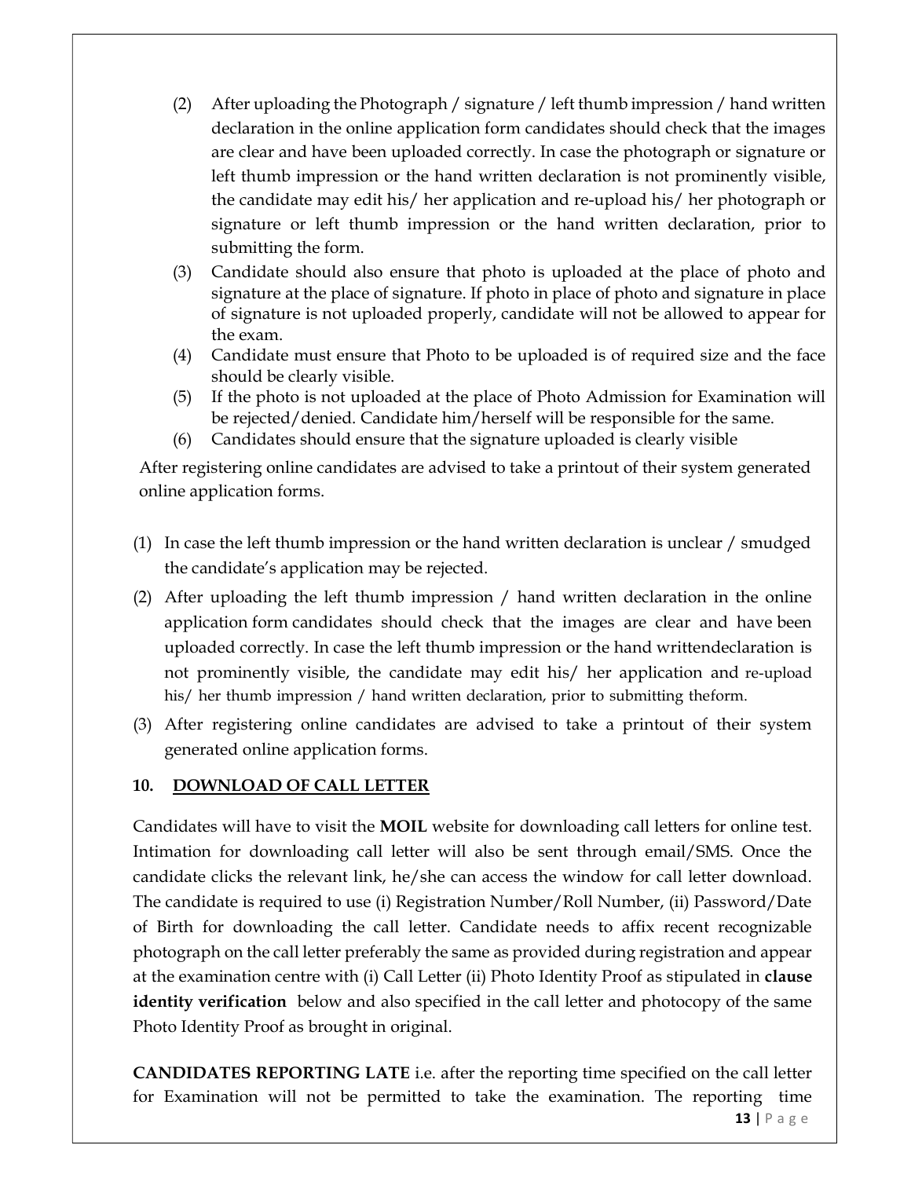(2) After uploading the Photograph / signature / left thumb impression / hand written declaration in the online application form candidates should check that the images are clear and have been uploaded correctly. In case the photograph or signature or left thumb impression or the hand written declaration is not prominently visible, the candidate may edit his/ her application and re-upload his/ her photograph or signature or left thumb impression or the hand written declaration, prior to submitting the form.

(3) Candidate should also ensure that photo is uploaded at the place of photo and signature at the place of signature. If photo in place of photo and signature in place of signature is not uploaded properly, candidate will not be allowed to appear for the exam.

(4) Candidate must ensure that Photo to be uploaded is of required size and the face should be clearly visible.

(5) If the photo is not uploaded at the place of Photo Admission for Examination will be rejected/denied. Candidate him/herself will be responsible for the same.

(6) Candidates should ensure that the signature uploaded is clearly visible

After registering online candidates are advised to take a printout of their system generated online application forms.

(1) In case the left thumb impression or the hand written declaration is unclear / smudged the candidate's application may be rejected.

(2) After uploading the left thumb impression / hand written declaration in the online application form candidates should check that the images are clear and have been uploaded correctly. In case the left thumb impression or the hand writtendeclaration is not prominently visible, the candidate may edit his/ her application and re-upload his/ her thumb impression / hand written declaration, prior to submitting theform.

(3) After registering online candidates are advised to take a printout of their system generated online application forms.

## 10. DOWNLOAD OF CALL LETTER

Candidates will have to visit the **MOIL** website for downloading call letters for online test. Intimation for downloading call letter will also be sent through email/SMS. Once the candidate clicks the relevant link, he/she can access the window for call letter download. The candidate is required to use (i) Registration Number/Roll Number, (ii) Password/Date of Birth for downloading the call letter. Candidate needs to affix recent recognizable photograph on the call letter preferably the same as provided during registration and appear at the examination centre with (i) Call Letter (ii) Photo Identity Proof as stipulated in **clause identity verification** below and also specified in the call letter and photocopy of the same Photo Identity Proof as brought in original.

**CANDIDATES REPORTING LATE** i.e. after the reporting time specified on the call letter for Examination will not be permitted to take the examination. The reporting time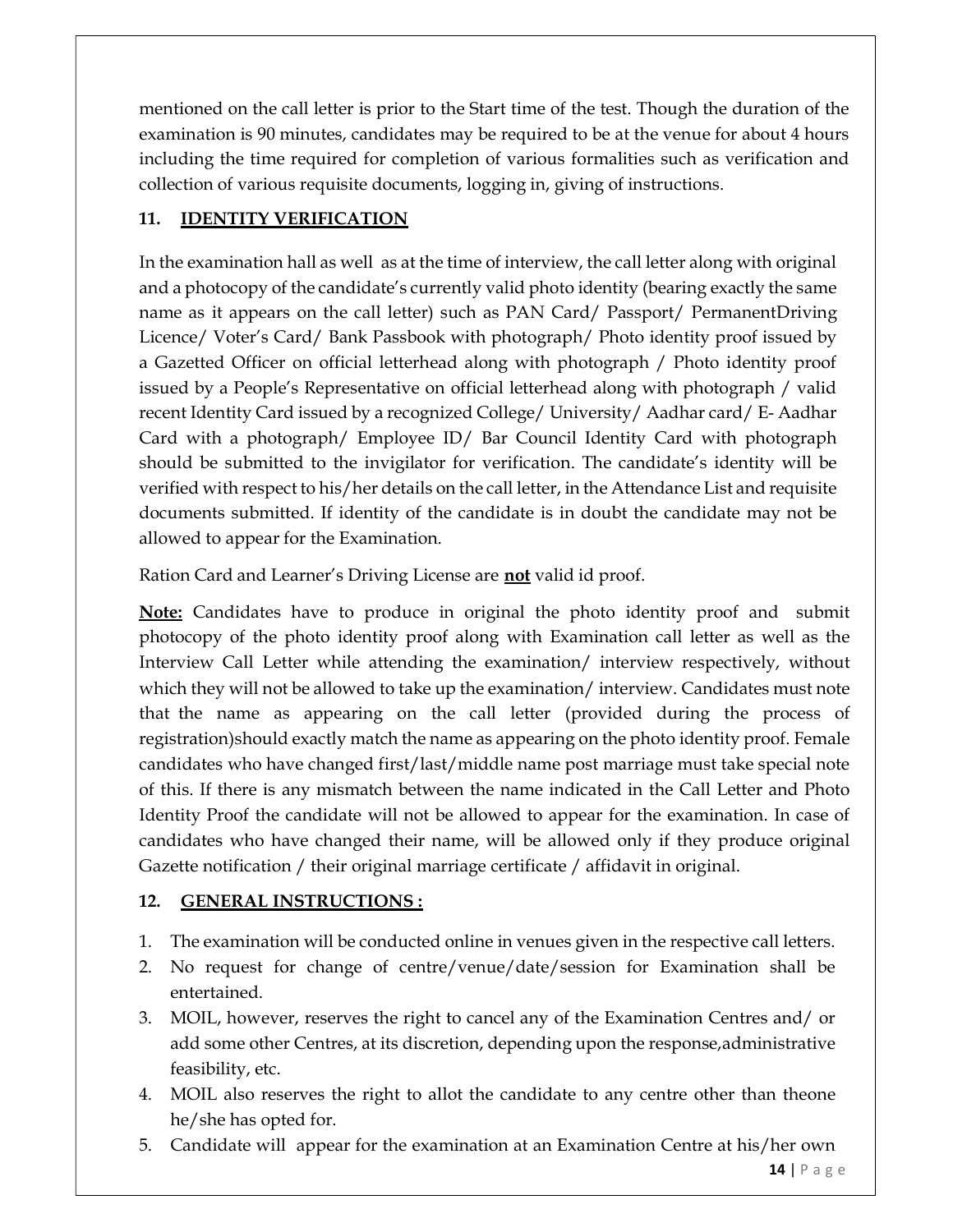mentioned on the call letter is prior to the Start time of the test. Though the duration of the examination is 90 minutes, candidates may be required to be at the venue for about 4 hours including the time required for completion of various formalities such as verification and collection of various requisite documents, logging in, giving of instructions.

### 11. IDENTITY VERIFICATION

In the examination hall as well as at the time of interview, the call letter along with original and a photocopy of the candidate's currently valid photo identity (bearing exactly the same name as it appears on the call letter) such as PAN Card/ Passport/ PermanentDriving Licence/ Voter's Card/ Bank Passbook with photograph/ Photo identity proof issued by a Gazetted Officer on official letterhead along with photograph / Photo identity proof issued by a People's Representative on official letterhead along with photograph / valid recent Identity Card issued by a recognized College/ University/ Aadhar card/ E- Aadhar Card with a photograph/ Employee ID/ Bar Council Identity Card with photograph should be submitted to the invigilator for verification. The candidate's identity will be verified with respect to his/her details on the call letter, in the Attendance List and requisite documents submitted. If identity of the candidate is in doubt the candidate may not be allowed to appear for the Examination.

Ration Card and Learner's Driving License are **not** valid id proof.

**Note:** Candidates have to produce in original the photo identity proof and submit photocopy of the photo identity proof along with Examination call letter as well as the Interview Call Letter while attending the examination/ interview respectively, without which they will not be allowed to take up the examination/ interview. Candidates must note that the name as appearing on the call letter (provided during the process of registration)should exactly match the name as appearing on the photo identity proof. Female candidates who have changed first/last/middle name post marriage must take special note of this. If there is any mismatch between the name indicated in the Call Letter and Photo Identity Proof the candidate will not be allowed to appear for the examination. In case of candidates who have changed their name, will be allowed only if they produce original Gazette notification / their original marriage certificate / affidavit in original.

### 12. GENERAL INSTRUCTIONS :

1. The examination will be conducted online in venues given in the respective call letters.
2. No request for change of centre/venue/date/session for Examination shall be entertained.
3. MOIL, however, reserves the right to cancel any of the Examination Centres and/ or add some other Centres, at its discretion, depending upon the response,administrative feasibility, etc.
4. MOIL also reserves the right to allot the candidate to any centre other than theone he/she has opted for.
5. Candidate will appear for the examination at an Examination Centre at his/her own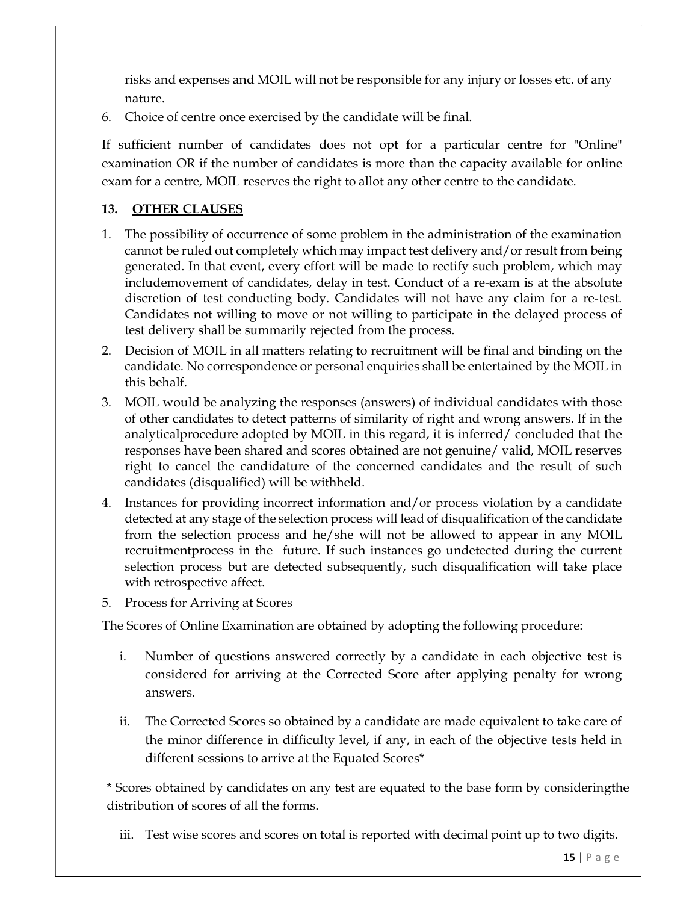risks and expenses and MOIL will not be responsible for any injury or losses etc. of any nature.

6. Choice of centre once exercised by the candidate will be final.

If sufficient number of candidates does not opt for a particular centre for "Online" examination OR if the number of candidates is more than the capacity available for online exam for a centre, MOIL reserves the right to allot any other centre to the candidate.

## 13. OTHER CLAUSES

1. The possibility of occurrence of some problem in the administration of the examination cannot be ruled out completely which may impact test delivery and/or result from being generated. In that event, every effort will be made to rectify such problem, which may includemovement of candidates, delay in test. Conduct of a re-exam is at the absolute discretion of test conducting body. Candidates will not have any claim for a re-test. Candidates not willing to move or not willing to participate in the delayed process of test delivery shall be summarily rejected from the process.
2. Decision of MOIL in all matters relating to recruitment will be final and binding on the candidate. No correspondence or personal enquiries shall be entertained by the MOIL in this behalf.
3. MOIL would be analyzing the responses (answers) of individual candidates with those of other candidates to detect patterns of similarity of right and wrong answers. If in the analyticalprocedure adopted by MOIL in this regard, it is inferred/ concluded that the responses have been shared and scores obtained are not genuine/ valid, MOIL reserves right to cancel the candidature of the concerned candidates and the result of such candidates (disqualified) will be withheld.
4. Instances for providing incorrect information and/or process violation by a candidate detected at any stage of the selection process will lead of disqualification of the candidate from the selection process and he/she will not be allowed to appear in any MOIL recruitmentprocess in the future. If such instances go undetected during the current selection process but are detected subsequently, such disqualification will take place with retrospective affect.
5. Process for Arriving at Scores

The Scores of Online Examination are obtained by adopting the following procedure:

i. Number of questions answered correctly by a candidate in each objective test is considered for arriving at the Corrected Score after applying penalty for wrong answers.

ii. The Corrected Scores so obtained by a candidate are made equivalent to take care of the minor difference in difficulty level, if any, in each of the objective tests held in different sessions to arrive at the Equated Scores*

* Scores obtained by candidates on any test are equated to the base form by consideringthe distribution of scores of all the forms.

iii. Test wise scores and scores on total is reported with decimal point up to two digits.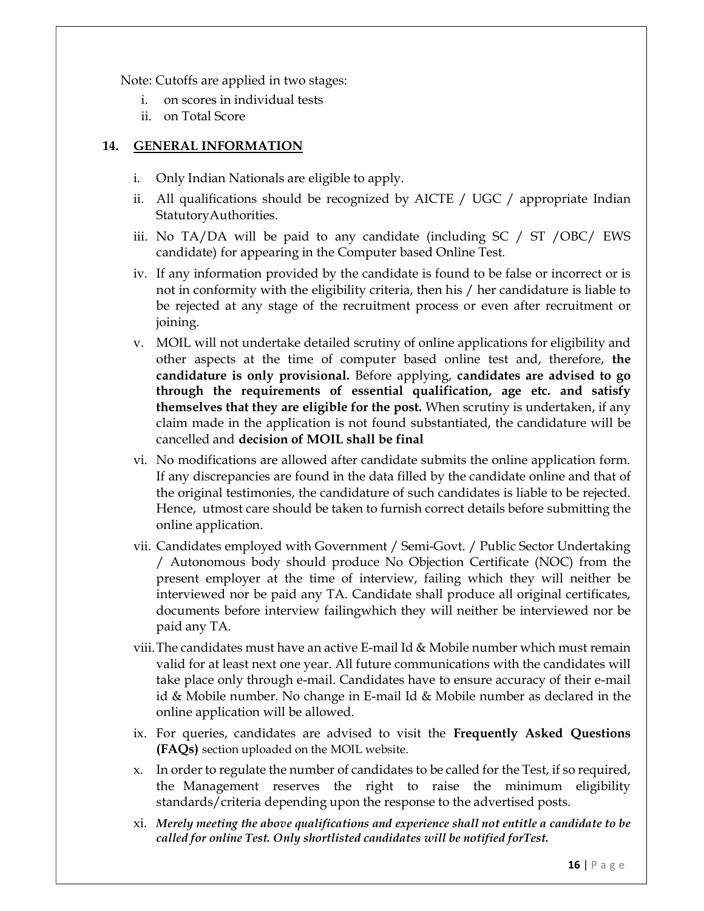Note: Cutoffs are applied in two stages:

i. on scores in individual tests
ii. on Total Score

## 14. GENERAL INFORMATION

i. Only Indian Nationals are eligible to apply.

ii. All qualifications should be recognized by AICTE / UGC / appropriate Indian StatutoryAuthorities.

iii. No TA/DA will be paid to any candidate (including SC / ST /OBC/ EWS candidate) for appearing in the Computer based Online Test.

iv. If any information provided by the candidate is found to be false or incorrect or is not in conformity with the eligibility criteria, then his / her candidature is liable to be rejected at any stage of the recruitment process or even after recruitment or joining.

v. MOIL will not undertake detailed scrutiny of online applications for eligibility and other aspects at the time of computer based online test and, therefore, **the candidature is only provisional.** Before applying, **candidates are advised to go through the requirements of essential qualification, age etc. and satisfy themselves that they are eligible for the post.** When scrutiny is undertaken, if any claim made in the application is not found substantiated, the candidature will be cancelled and **decision of MOIL shall be final**

vi. No modifications are allowed after candidate submits the online application form. If any discrepancies are found in the data filled by the candidate online and that of the original testimonies, the candidature of such candidates is liable to be rejected. Hence, utmost care should be taken to furnish correct details before submitting the online application.

vii. Candidates employed with Government / Semi-Govt. / Public Sector Undertaking / Autonomous body should produce No Objection Certificate (NOC) from the present employer at the time of interview, failing which they will neither be interviewed nor be paid any TA. Candidate shall produce all original certificates, documents before interview failingwhich they will neither be interviewed nor be paid any TA.

viii. The candidates must have an active E-mail Id & Mobile number which must remain valid for at least next one year. All future communications with the candidates will take place only through e-mail. Candidates have to ensure accuracy of their e-mail id & Mobile number. No change in E-mail Id & Mobile number as declared in the online application will be allowed.

ix. For queries, candidates are advised to visit the **Frequently Asked Questions (FAQs)** section uploaded on the MOIL website.

x. In order to regulate the number of candidates to be called for the Test, if so required, the Management reserves the right to raise the minimum eligibility standards/criteria depending upon the response to the advertised posts.

xi. ***Merely meeting the above qualifications and experience shall not entitle a candidate to be called for online Test. Only shortlisted candidates will be notified forTest.***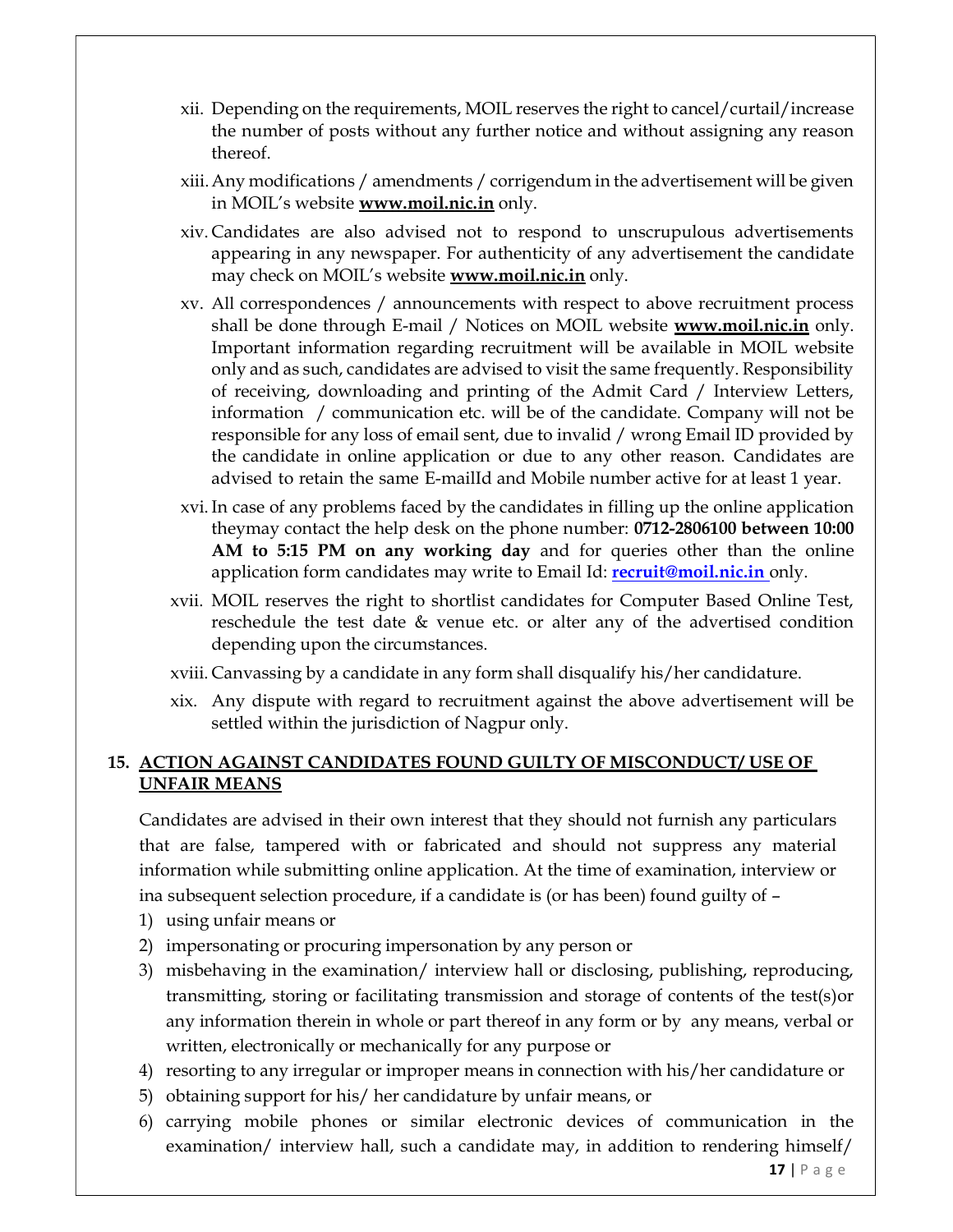xii. Depending on the requirements, MOIL reserves the right to cancel/curtail/increase the number of posts without any further notice and without assigning any reason thereof.

xiii. Any modifications / amendments / corrigendum in the advertisement will be given in MOIL's website **www.moil.nic.in** only.

xiv. Candidates are also advised not to respond to unscrupulous advertisements appearing in any newspaper. For authenticity of any advertisement the candidate may check on MOIL's website **www.moil.nic.in** only.

xv. All correspondences / announcements with respect to above recruitment process shall be done through E-mail / Notices on MOIL website **www.moil.nic.in** only. Important information regarding recruitment will be available in MOIL website only and as such, candidates are advised to visit the same frequently. Responsibility of receiving, downloading and printing of the Admit Card / Interview Letters, information / communication etc. will be of the candidate. Company will not be responsible for any loss of email sent, due to invalid / wrong Email ID provided by the candidate in online application or due to any other reason. Candidates are advised to retain the same E-mailId and Mobile number active for at least 1 year.

xvi. In case of any problems faced by the candidates in filling up the online application theymay contact the help desk on the phone number: **0712-2806100 between 10:00 AM to 5:15 PM on any working day** and for queries other than the online application form candidates may write to Email Id: **recruit@moil.nic.in** only.

xvii. MOIL reserves the right to shortlist candidates for Computer Based Online Test, reschedule the test date & venue etc. or alter any of the advertised condition depending upon the circumstances.

xviii. Canvassing by a candidate in any form shall disqualify his/her candidature.

xix. Any dispute with regard to recruitment against the above advertisement will be settled within the jurisdiction of Nagpur only.

## 15. ACTION AGAINST CANDIDATES FOUND GUILTY OF MISCONDUCT/ USE OF UNFAIR MEANS

Candidates are advised in their own interest that they should not furnish any particulars that are false, tampered with or fabricated and should not suppress any material information while submitting online application. At the time of examination, interview or ina subsequent selection procedure, if a candidate is (or has been) found guilty of –

1) using unfair means or
2) impersonating or procuring impersonation by any person or
3) misbehaving in the examination/ interview hall or disclosing, publishing, reproducing, transmitting, storing or facilitating transmission and storage of contents of the test(s)or any information therein in whole or part thereof in any form or by any means, verbal or written, electronically or mechanically for any purpose or
4) resorting to any irregular or improper means in connection with his/her candidature or
5) obtaining support for his/ her candidature by unfair means, or
6) carrying mobile phones or similar electronic devices of communication in the examination/ interview hall, such a candidate may, in addition to rendering himself/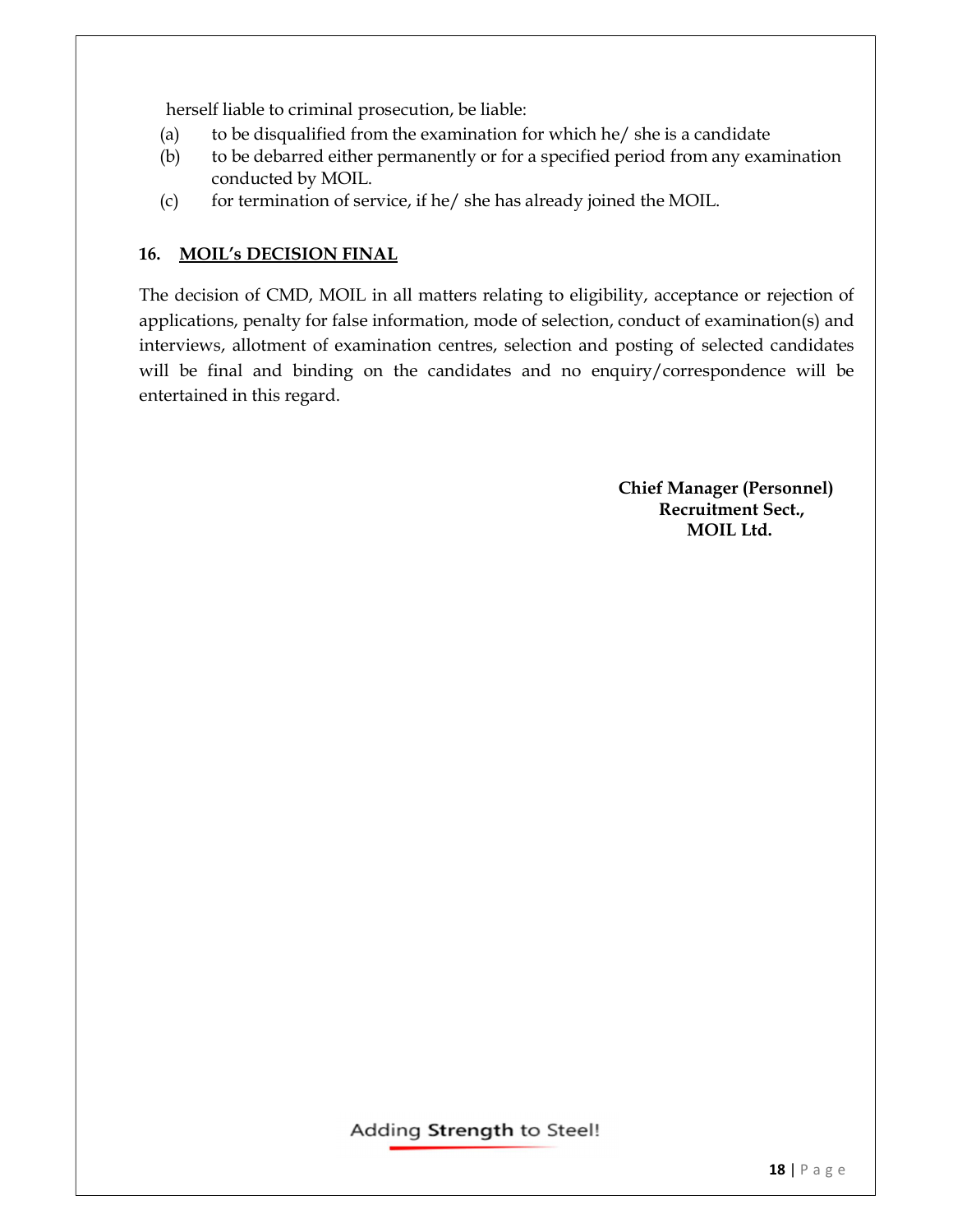herself liable to criminal prosecution, be liable:

(a) to be disqualified from the examination for which he/ she is a candidate

(b) to be debarred either permanently or for a specified period from any examination conducted by MOIL.

(c) for termination of service, if he/ she has already joined the MOIL.

**16. <u>MOIL's DECISION FINAL</u>**

The decision of CMD, MOIL in all matters relating to eligibility, acceptance or rejection of applications, penalty for false information, mode of selection, conduct of examination(s) and interviews, allotment of examination centres, selection and posting of selected candidates will be final and binding on the candidates and no enquiry/correspondence will be entertained in this regard.

**Chief Manager (Personnel)**
**Recruitment Sect.,**
**MOIL Ltd.**

Adding **Strength** to Steel!